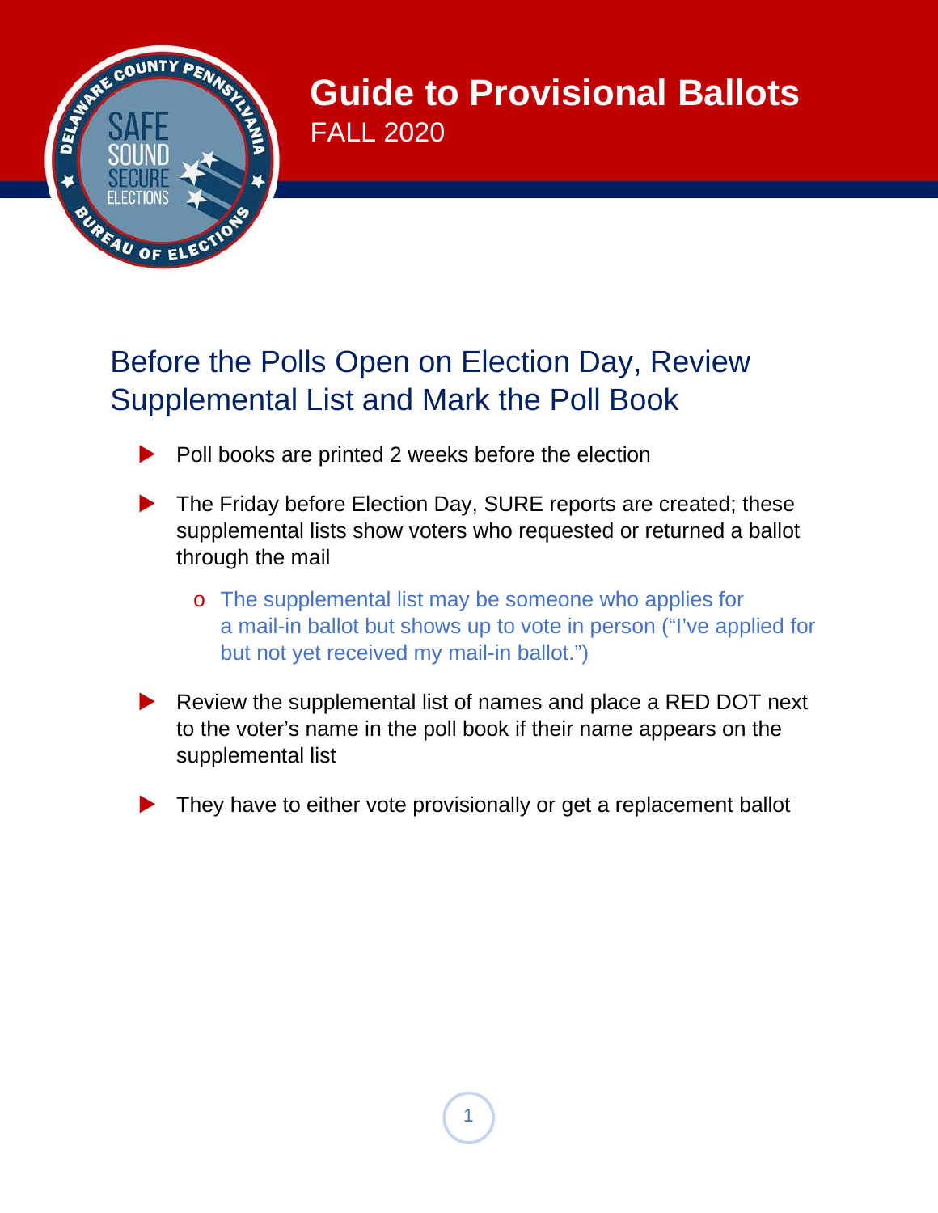# Guide to Provisional Ballots

FALL 2020

## Before the Polls Open on Election Day, Review Supplemental List and Mark the Poll Book

- Poll books are printed 2 weeks before the election
- The Friday before Election Day, SURE reports are created; these supplemental lists show voters who requested or returned a ballot through the mail
  - The supplemental list may be someone who applies for a mail-in ballot but shows up to vote in person ("I've applied for but not yet received my mail-in ballot.")
- Review the supplemental list of names and place a RED DOT next to the voter's name in the poll book if their name appears on the supplemental list
- They have to either vote provisionally or get a replacement ballot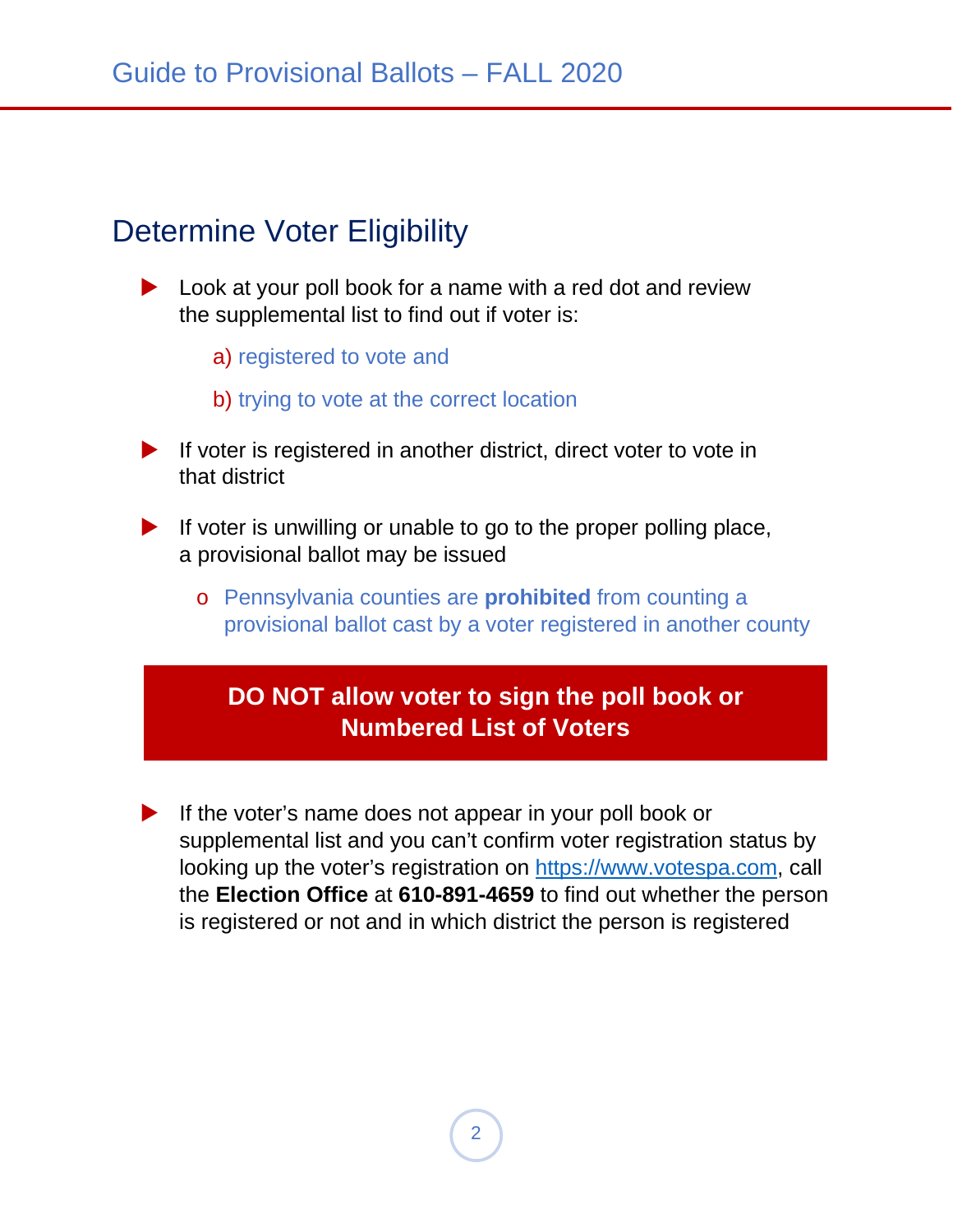## Determine Voter Eligibility

- Look at your poll book for a name with a red dot and review the supplemental list to find out if voter is:

  a) registered to vote and

  b) trying to vote at the correct location

- If voter is registered in another district, direct voter to vote in that district

- If voter is unwilling or unable to go to the proper polling place, a provisional ballot may be issued

  - Pennsylvania counties are **prohibited** from counting a provisional ballot cast by a voter registered in another county

**DO NOT allow voter to sign the poll book or Numbered List of Voters**

- If the voter's name does not appear in your poll book or supplemental list and you can't confirm voter registration status by looking up the voter's registration on https://www.votespa.com, call the **Election Office** at **610-891-4659** to find out whether the person is registered or not and in which district the person is registered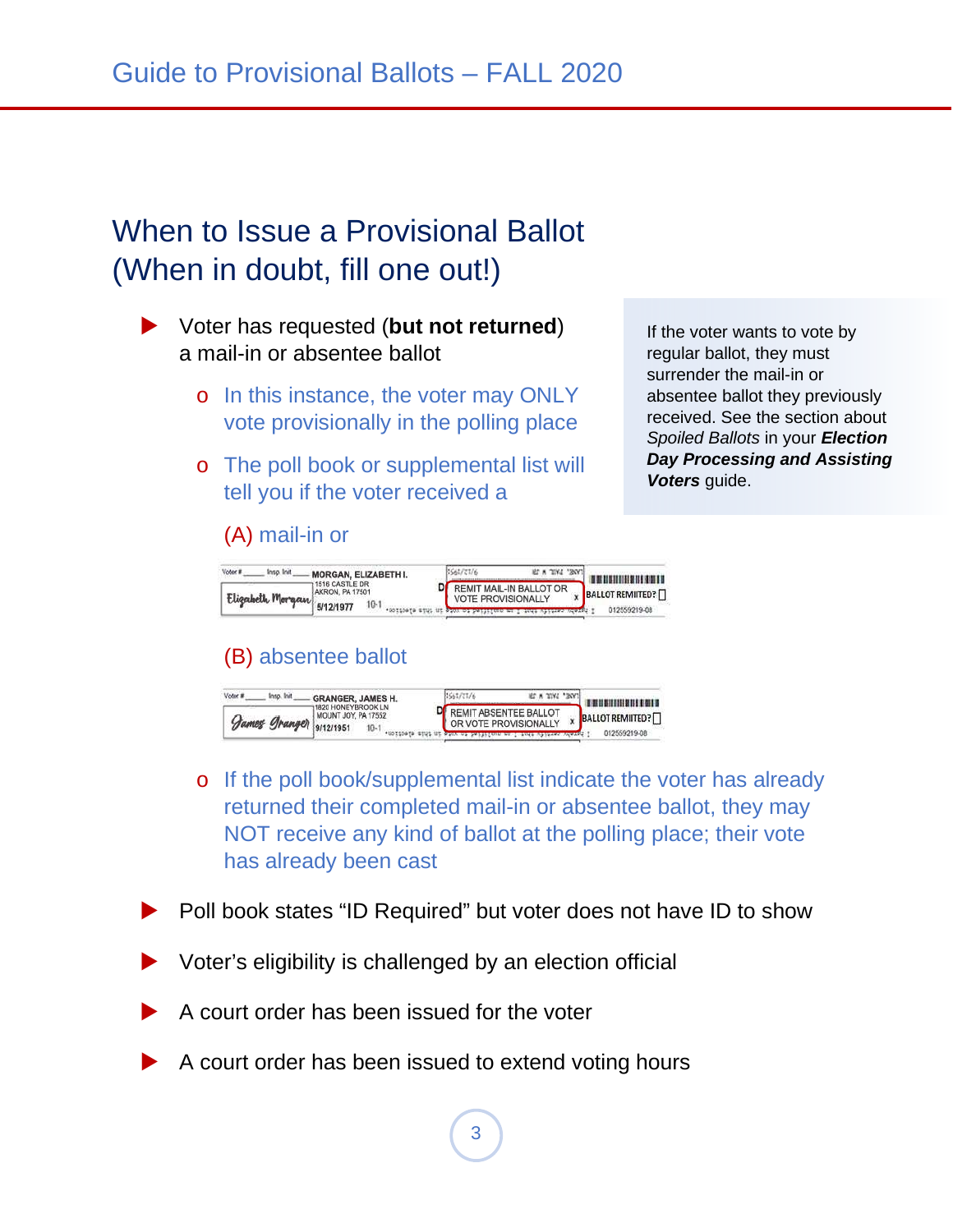## When to Issue a Provisional Ballot (When in doubt, fill one out!)

- Voter has requested (**but not returned**) a mail-in or absentee ballot
  - In this instance, the voter may ONLY vote provisionally in the polling place
  - The poll book or supplemental list will tell you if the voter received a

    (A) mail-in or

    (B) absentee ballot
  - If the poll book/supplemental list indicate the voter has already returned their completed mail-in or absentee ballot, they may NOT receive any kind of ballot at the polling place; their vote has already been cast

If the voter wants to vote by regular ballot, they must surrender the mail-in or absentee ballot they previously received. See the section about *Spoiled Ballots* in your ***Election Day Processing and Assisting Voters*** guide.

- Poll book states "ID Required" but voter does not have ID to show
- Voter's eligibility is challenged by an election official
- A court order has been issued for the voter
- A court order has been issued to extend voting hours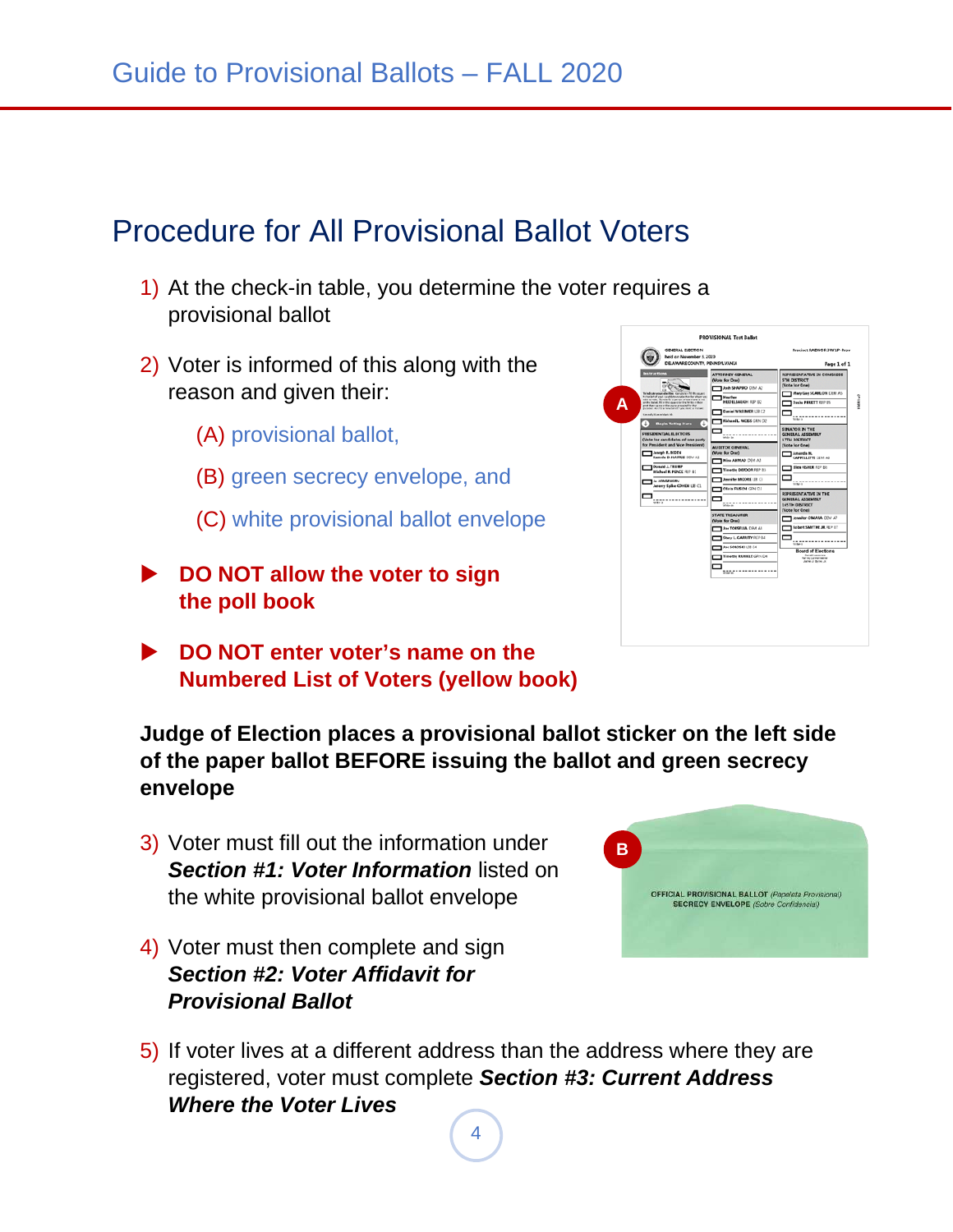## Procedure for All Provisional Ballot Voters

1) At the check-in table, you determine the voter requires a provisional ballot

2) Voter is informed of this along with the reason and given their:

   (A) provisional ballot,

   (B) green secrecy envelope, and

   (C) white provisional ballot envelope

- **DO NOT allow the voter to sign the poll book**

- **DO NOT enter voter's name on the Numbered List of Voters (yellow book)**

**Judge of Election places a provisional ballot sticker on the left side of the paper ballot BEFORE issuing the ballot and green secrecy envelope**

3) Voter must fill out the information under ***Section #1: Voter Information*** listed on the white provisional ballot envelope

4) Voter must then complete and sign ***Section #2: Voter Affidavit for Provisional Ballot***

5) If voter lives at a different address than the address where they are registered, voter must complete ***Section #3: Current Address Where the Voter Lives***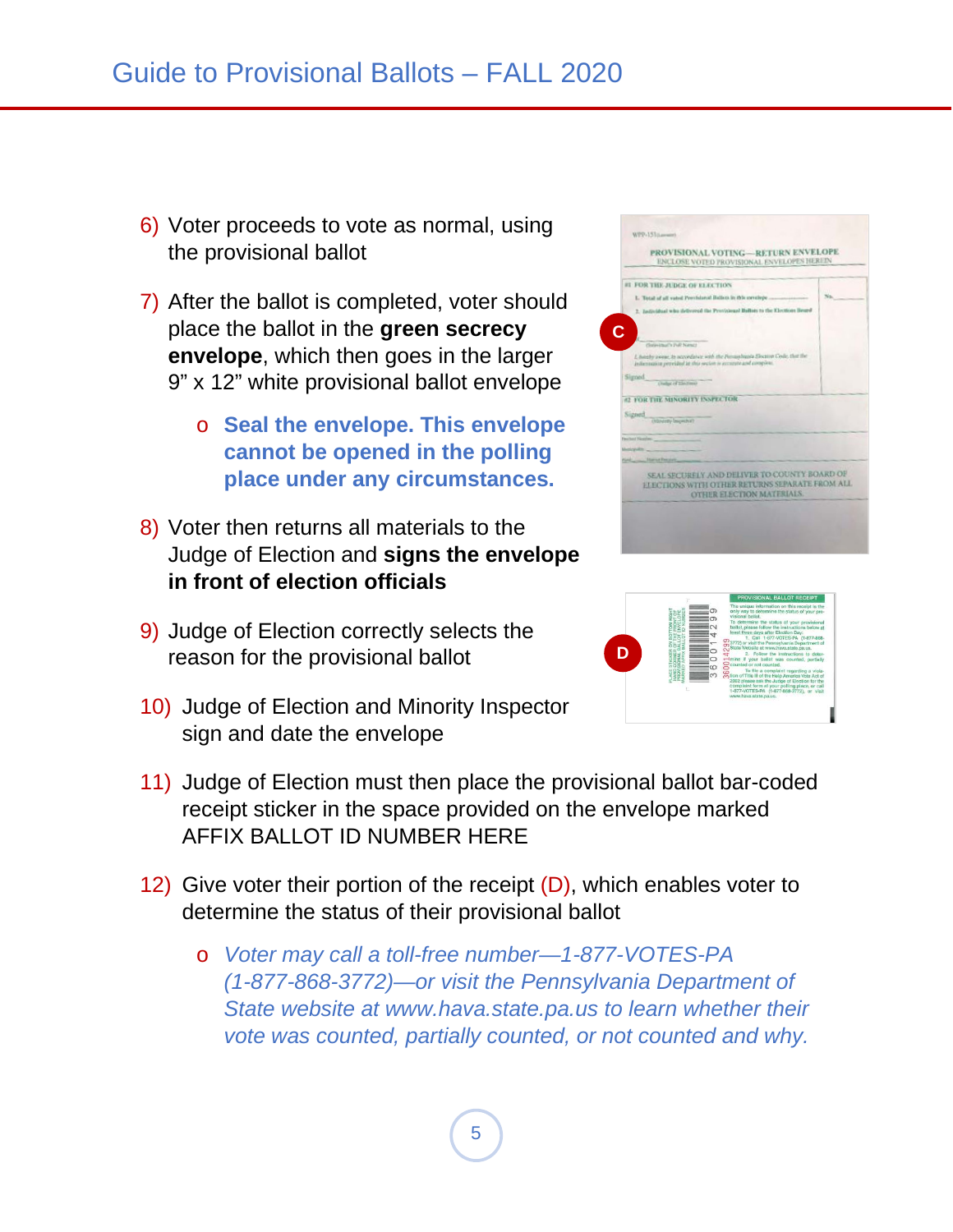6) Voter proceeds to vote as normal, using the provisional ballot

7) After the ballot is completed, voter should place the ballot in the **green secrecy envelope**, which then goes in the larger 9" x 12" white provisional ballot envelope

    - **Seal the envelope. This envelope cannot be opened in the polling place under any circumstances.**

8) Voter then returns all materials to the Judge of Election and **signs the envelope in front of election officials**

9) Judge of Election correctly selects the reason for the provisional ballot

10) Judge of Election and Minority Inspector sign and date the envelope

11) Judge of Election must then place the provisional ballot bar-coded receipt sticker in the space provided on the envelope marked AFFIX BALLOT ID NUMBER HERE

12) Give voter their portion of the receipt (D), which enables voter to determine the status of their provisional ballot

    - *Voter may call a toll-free number—1-877-VOTES-PA (1-877-868-3772)—or visit the Pennsylvania Department of State website at www.hava.state.pa.us to learn whether their vote was counted, partially counted, or not counted and why.*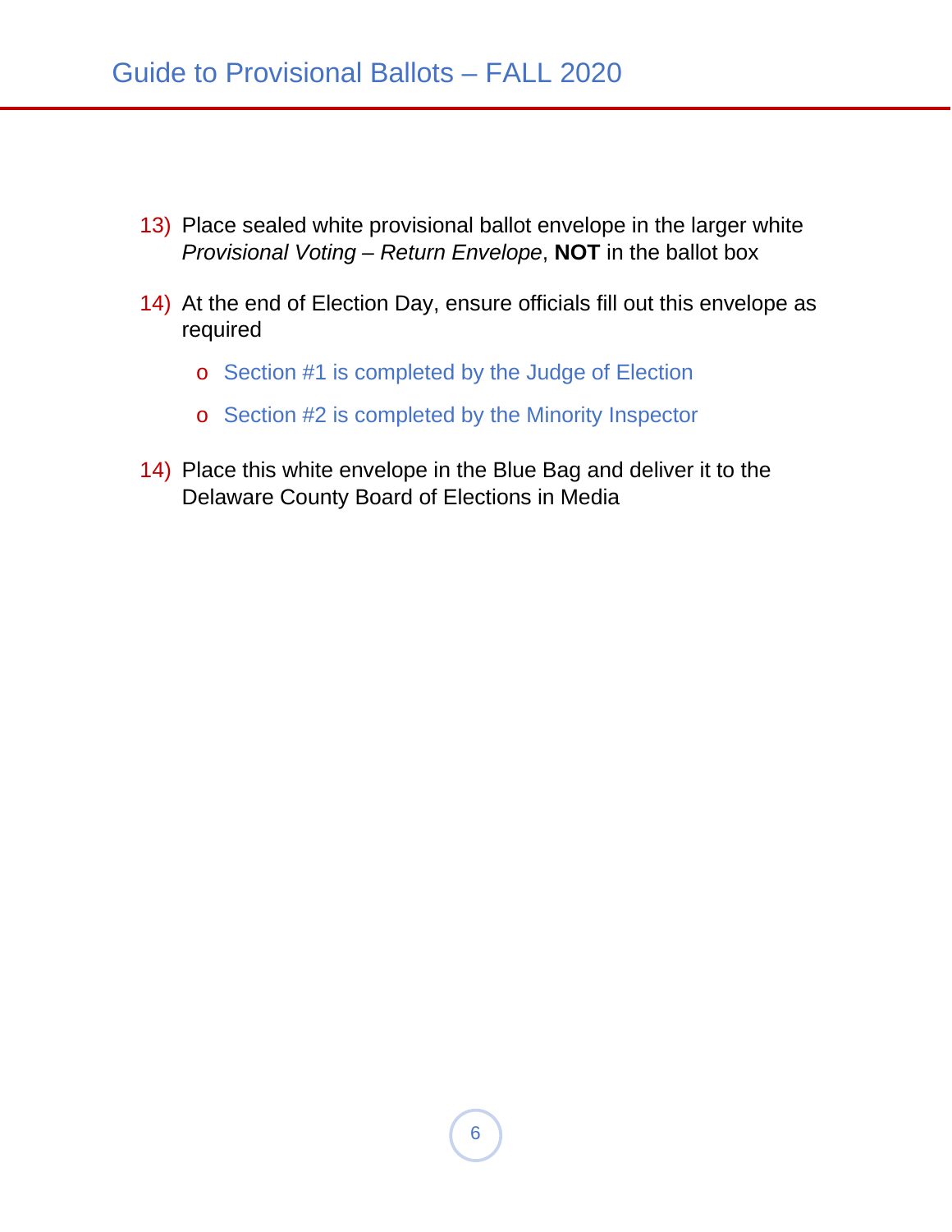13) Place sealed white provisional ballot envelope in the larger white *Provisional Voting – Return Envelope*, **NOT** in the ballot box

14) At the end of Election Day, ensure officials fill out this envelope as required

    - Section #1 is completed by the Judge of Election
    - Section #2 is completed by the Minority Inspector

14) Place this white envelope in the Blue Bag and deliver it to the Delaware County Board of Elections in Media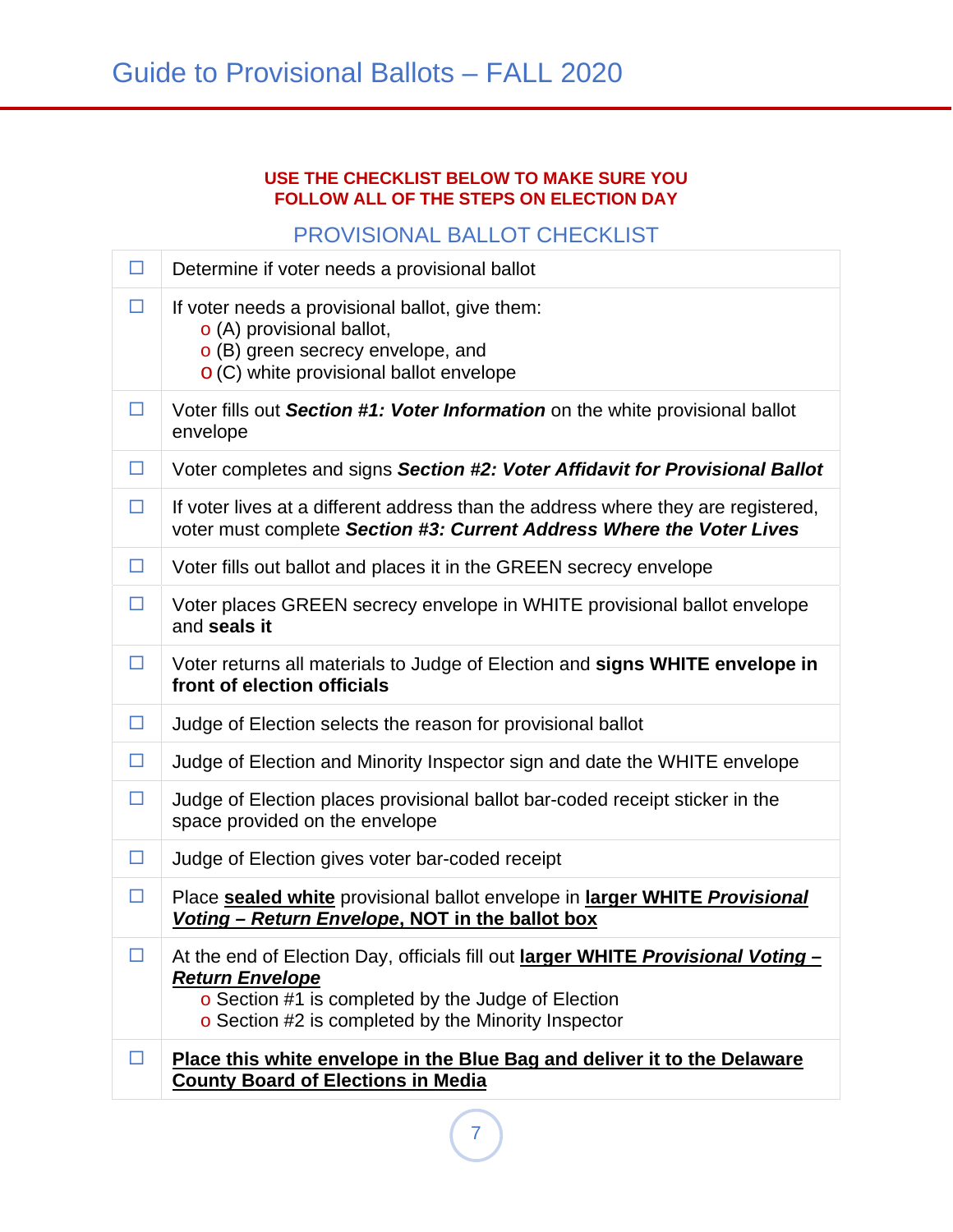# Guide to Provisional Ballots – FALL 2020

**USE THE CHECKLIST BELOW TO MAKE SURE YOU FOLLOW ALL OF THE STEPS ON ELECTION DAY**

## PROVISIONAL BALLOT CHECKLIST

| | |
|---|---|
| ☐ | Determine if voter needs a provisional ballot |
| ☐ | If voter needs a provisional ballot, give them:<br>o (A) provisional ballot,<br>o (B) green secrecy envelope, and<br>o (C) white provisional ballot envelope |
| ☐ | Voter fills out ***Section #1: Voter Information*** on the white provisional ballot envelope |
| ☐ | Voter completes and signs ***Section #2: Voter Affidavit for Provisional Ballot*** |
| ☐ | If voter lives at a different address than the address where they are registered, voter must complete ***Section #3: Current Address Where the Voter Lives*** |
| ☐ | Voter fills out ballot and places it in the GREEN secrecy envelope |
| ☐ | Voter places GREEN secrecy envelope in WHITE provisional ballot envelope and **seals it** |
| ☐ | Voter returns all materials to Judge of Election and **signs WHITE envelope in front of election officials** |
| ☐ | Judge of Election selects the reason for provisional ballot |
| ☐ | Judge of Election and Minority Inspector sign and date the WHITE envelope |
| ☐ | Judge of Election places provisional ballot bar-coded receipt sticker in the space provided on the envelope |
| ☐ | Judge of Election gives voter bar-coded receipt |
| ☐ | Place **sealed white** provisional ballot envelope in **larger WHITE *Provisional Voting – Return Envelope*, NOT in the ballot box** |
| ☐ | At the end of Election Day, officials fill out **larger WHITE *Provisional Voting – Return Envelope***<br>o Section #1 is completed by the Judge of Election<br>o Section #2 is completed by the Minority Inspector |
| ☐ | **Place this white envelope in the Blue Bag and deliver it to the Delaware County Board of Elections in Media** |